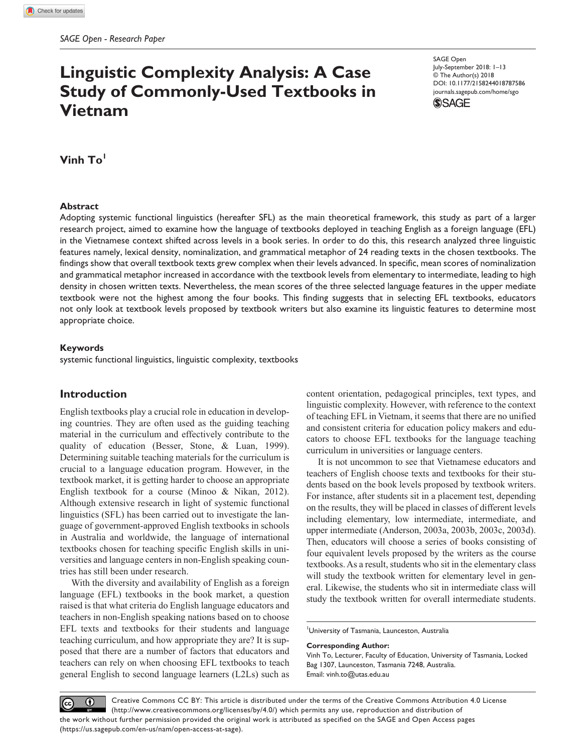# Linguistic Complexity Analysis: A Case Study of Commonly-Used Textbooks in Vietnam

SAGE Open
July-September 2018: 1–13
© The Author(s) 2018
DOI: 10.1177/2158244018787586
journals.sagepub.com/home/sgo

**Vinh To**[1]

## Abstract

Adopting systemic functional linguistics (hereafter SFL) as the main theoretical framework, this study as part of a larger research project, aimed to examine how the language of textbooks deployed in teaching English as a foreign language (EFL) in the Vietnamese context shifted across levels in a book series. In order to do this, this research analyzed three linguistic features namely, lexical density, nominalization, and grammatical metaphor of 24 reading texts in the chosen textbooks. The findings show that overall textbook texts grew complex when their levels advanced. In specific, mean scores of nominalization and grammatical metaphor increased in accordance with the textbook levels from elementary to intermediate, leading to high density in chosen written texts. Nevertheless, the mean scores of the three selected language features in the upper mediate textbook were not the highest among the four books. This finding suggests that in selecting EFL textbooks, educators not only look at textbook levels proposed by textbook writers but also examine its linguistic features to determine most appropriate choice.

### Keywords

systemic functional linguistics, linguistic complexity, textbooks

## Introduction

English textbooks play a crucial role in education in developing countries. They are often used as the guiding teaching material in the curriculum and effectively contribute to the quality of education (Besser, Stone, & Luan, 1999). Determining suitable teaching materials for the curriculum is crucial to a language education program. However, in the textbook market, it is getting harder to choose an appropriate English textbook for a course (Minoo & Nikan, 2012). Although extensive research in light of systemic functional linguistics (SFL) has been carried out to investigate the language of government-approved English textbooks in schools in Australia and worldwide, the language of international textbooks chosen for teaching specific English skills in universities and language centers in non-English speaking countries has still been under research.

With the diversity and availability of English as a foreign language (EFL) textbooks in the book market, a question raised is that what criteria do English language educators and teachers in non-English speaking nations based on to choose EFL texts and textbooks for their students and language teaching curriculum, and how appropriate they are? It is supposed that there are a number of factors that educators and teachers can rely on when choosing EFL textbooks to teach general English to second language learners (L2Ls) such as content orientation, pedagogical principles, text types, and linguistic complexity. However, with reference to the context of teaching EFL in Vietnam, it seems that there are no unified and consistent criteria for education policy makers and educators to choose EFL textbooks for the language teaching curriculum in universities or language centers.

It is not uncommon to see that Vietnamese educators and teachers of English choose texts and textbooks for their students based on the book levels proposed by textbook writers. For instance, after students sit in a placement test, depending on the results, they will be placed in classes of different levels including elementary, low intermediate, intermediate, and upper intermediate (Anderson, 2003a, 2003b, 2003c, 2003d). Then, educators will choose a series of books consisting of four equivalent levels proposed by the writers as the course textbooks. As a result, students who sit in the elementary class will study the textbook written for elementary level in general. Likewise, the students who sit in intermediate class will study the textbook written for overall intermediate students.

[1]University of Tasmania, Launceston, Australia

**Corresponding Author:**
Vinh To, Lecturer, Faculty of Education, University of Tasmania, Locked Bag 1307, Launceston, Tasmania 7248, Australia.
Email: vinh.to@utas.edu.au

Creative Commons CC BY: This article is distributed under the terms of the Creative Commons Attribution 4.0 License (http://www.creativecommons.org/licenses/by/4.0/) which permits any use, reproduction and distribution of the work without further permission provided the original work is attributed as specified on the SAGE and Open Access pages (https://us.sagepub.com/en-us/nam/open-access-at-sage).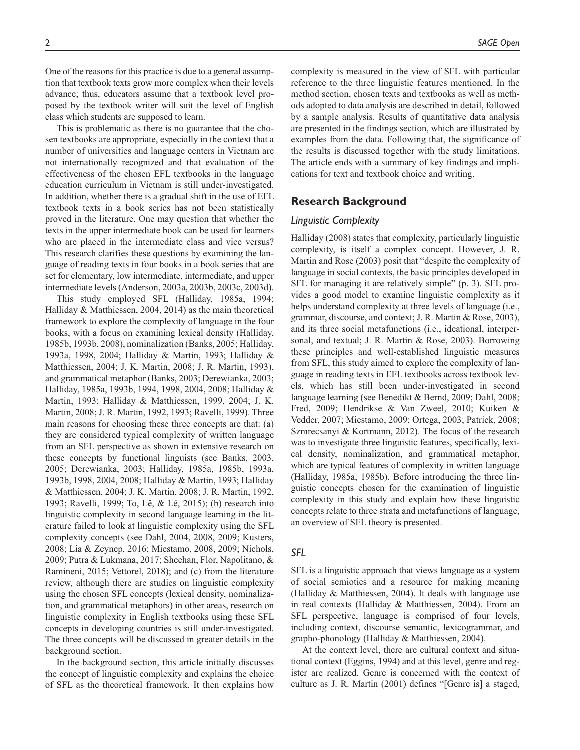One of the reasons for this practice is due to a general assumption that textbook texts grow more complex when their levels advance; thus, educators assume that a textbook level proposed by the textbook writer will suit the level of English class which students are supposed to learn.

This is problematic as there is no guarantee that the chosen textbooks are appropriate, especially in the context that a number of universities and language centers in Vietnam are not internationally recognized and that evaluation of the effectiveness of the chosen EFL textbooks in the language education curriculum in Vietnam is still under-investigated. In addition, whether there is a gradual shift in the use of EFL textbook texts in a book series has not been statistically proved in the literature. One may question that whether the texts in the upper intermediate book can be used for learners who are placed in the intermediate class and vice versa? This research clarifies these questions by examining the language of reading texts in four books in a book series that are set for elementary, low intermediate, intermediate, and upper intermediate levels (Anderson, 2003a, 2003b, 2003c, 2003d).

This study employed SFL (Halliday, 1985a, 1994; Halliday & Matthiessen, 2004, 2014) as the main theoretical framework to explore the complexity of language in the four books, with a focus on examining lexical density (Halliday, 1985b, 1993b, 2008), nominalization (Banks, 2005; Halliday, 1993a, 1998, 2004; Halliday & Martin, 1993; Halliday & Matthiessen, 2004; J. K. Martin, 2008; J. R. Martin, 1993), and grammatical metaphor (Banks, 2003; Derewianka, 2003; Halliday, 1985a, 1993b, 1994, 1998, 2004, 2008; Halliday & Martin, 1993; Halliday & Matthiessen, 1999, 2004; J. K. Martin, 2008; J. R. Martin, 1992, 1993; Ravelli, 1999). Three main reasons for choosing these three concepts are that: (a) they are considered typical complexity of written language from an SFL perspective as shown in extensive research on these concepts by functional linguists (see Banks, 2003, 2005; Derewianka, 2003; Halliday, 1985a, 1985b, 1993a, 1993b, 1998, 2004, 2008; Halliday & Martin, 1993; Halliday & Matthiessen, 2004; J. K. Martin, 2008; J. R. Martin, 1992, 1993; Ravelli, 1999; To, Lê, & Lê, 2015); (b) research into linguistic complexity in second language learning in the literature failed to look at linguistic complexity using the SFL complexity concepts (see Dahl, 2004, 2008, 2009; Kusters, 2008; Lia & Zeynep, 2016; Miestamo, 2008, 2009; Nichols, 2009; Putra & Lukmana, 2017; Sheehan, Flor, Napolitano, & Ramineni, 2015; Vettorel, 2018); and (c) from the literature review, although there are studies on linguistic complexity using the chosen SFL concepts (lexical density, nominalization, and grammatical metaphors) in other areas, research on linguistic complexity in English textbooks using these SFL concepts in developing countries is still under-investigated. The three concepts will be discussed in greater details in the background section.

In the background section, this article initially discusses the concept of linguistic complexity and explains the choice of SFL as the theoretical framework. It then explains how complexity is measured in the view of SFL with particular reference to the three linguistic features mentioned. In the method section, chosen texts and textbooks as well as methods adopted to data analysis are described in detail, followed by a sample analysis. Results of quantitative data analysis are presented in the findings section, which are illustrated by examples from the data. Following that, the significance of the results is discussed together with the study limitations. The article ends with a summary of key findings and implications for text and textbook choice and writing.

## Research Background

### Linguistic Complexity

Halliday (2008) states that complexity, particularly linguistic complexity, is itself a complex concept. However, J. R. Martin and Rose (2003) posit that "despite the complexity of language in social contexts, the basic principles developed in SFL for managing it are relatively simple" (p. 3). SFL provides a good model to examine linguistic complexity as it helps understand complexity at three levels of language (i.e., grammar, discourse, and context; J. R. Martin & Rose, 2003), and its three social metafunctions (i.e., ideational, interpersonal, and textual; J. R. Martin & Rose, 2003). Borrowing these principles and well-established linguistic measures from SFL, this study aimed to explore the complexity of language in reading texts in EFL textbooks across textbook levels, which has still been under-investigated in second language learning (see Benedikt & Bernd, 2009; Dahl, 2008; Fred, 2009; Hendrikse & Van Zweel, 2010; Kuiken & Vedder, 2007; Miestamo, 2009; Ortega, 2003; Patrick, 2008; Szmrecsanyi & Kortmann, 2012). The focus of the research was to investigate three linguistic features, specifically, lexical density, nominalization, and grammatical metaphor, which are typical features of complexity in written language (Halliday, 1985a, 1985b). Before introducing the three linguistic concepts chosen for the examination of linguistic complexity in this study and explain how these linguistic concepts relate to three strata and metafunctions of language, an overview of SFL theory is presented.

### SFL

SFL is a linguistic approach that views language as a system of social semiotics and a resource for making meaning (Halliday & Matthiessen, 2004). It deals with language use in real contexts (Halliday & Matthiessen, 2004). From an SFL perspective, language is comprised of four levels, including context, discourse semantic, lexicogrammar, and grapho-phonology (Halliday & Matthiessen, 2004).

At the context level, there are cultural context and situational context (Eggins, 1994) and at this level, genre and register are realized. Genre is concerned with the context of culture as J. R. Martin (2001) defines "[Genre is] a staged,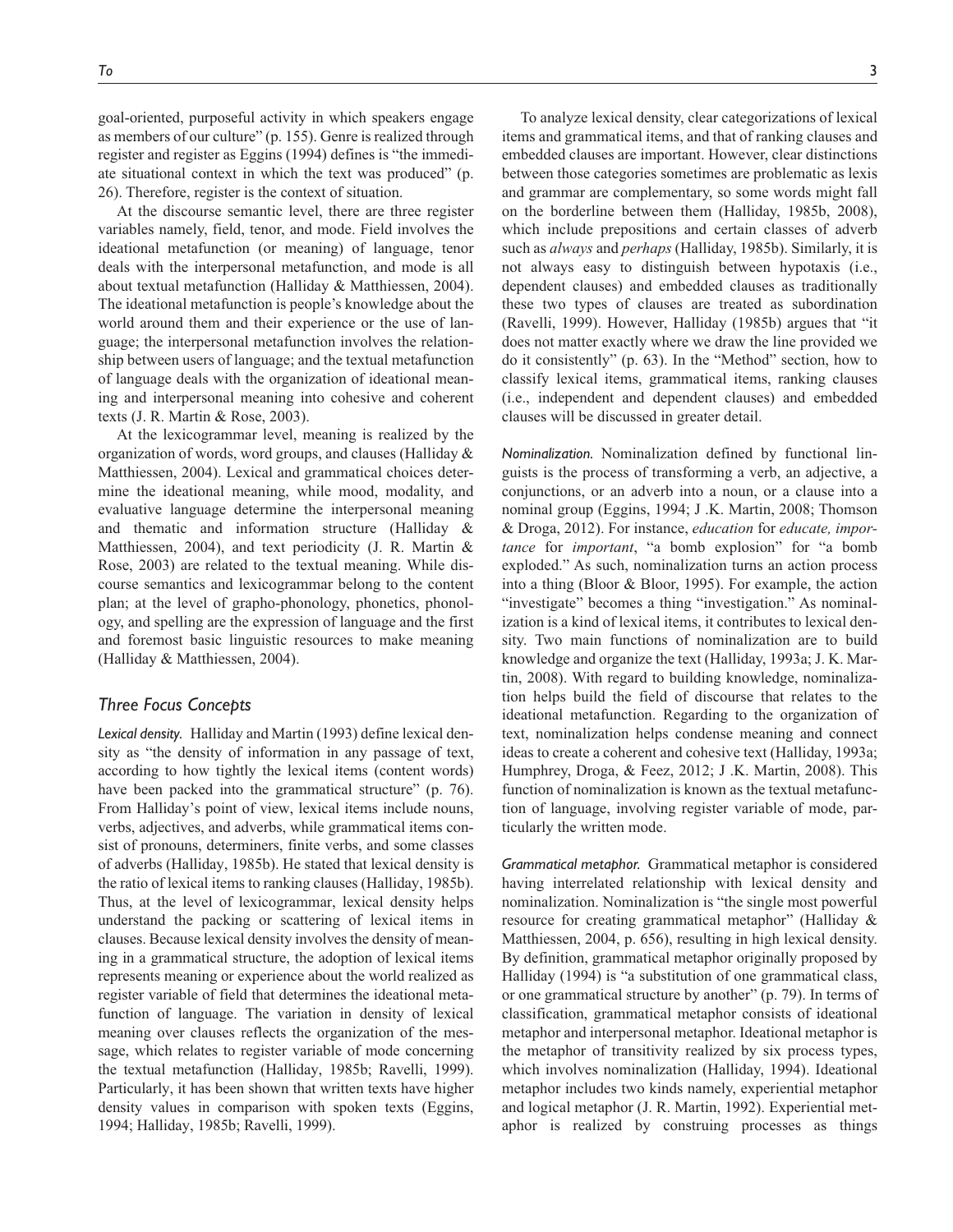goal-oriented, purposeful activity in which speakers engage as members of our culture" (p. 155). Genre is realized through register and register as Eggins (1994) defines is "the immediate situational context in which the text was produced" (p. 26). Therefore, register is the context of situation.

At the discourse semantic level, there are three register variables namely, field, tenor, and mode. Field involves the ideational metafunction (or meaning) of language, tenor deals with the interpersonal metafunction, and mode is all about textual metafunction (Halliday & Matthiessen, 2004). The ideational metafunction is people's knowledge about the world around them and their experience or the use of language; the interpersonal metafunction involves the relationship between users of language; and the textual metafunction of language deals with the organization of ideational meaning and interpersonal meaning into cohesive and coherent texts (J. R. Martin & Rose, 2003).

At the lexicogrammar level, meaning is realized by the organization of words, word groups, and clauses (Halliday & Matthiessen, 2004). Lexical and grammatical choices determine the ideational meaning, while mood, modality, and evaluative language determine the interpersonal meaning and thematic and information structure (Halliday & Matthiessen, 2004), and text periodicity (J. R. Martin & Rose, 2003) are related to the textual meaning. While discourse semantics and lexicogrammar belong to the content plan; at the level of grapho-phonology, phonetics, phonology, and spelling are the expression of language and the first and foremost basic linguistic resources to make meaning (Halliday & Matthiessen, 2004).

## *Three Focus Concepts*

*Lexical density.* Halliday and Martin (1993) define lexical density as "the density of information in any passage of text, according to how tightly the lexical items (content words) have been packed into the grammatical structure" (p. 76). From Halliday's point of view, lexical items include nouns, verbs, adjectives, and adverbs, while grammatical items consist of pronouns, determiners, finite verbs, and some classes of adverbs (Halliday, 1985b). He stated that lexical density is the ratio of lexical items to ranking clauses (Halliday, 1985b). Thus, at the level of lexicogrammar, lexical density helps understand the packing or scattering of lexical items in clauses. Because lexical density involves the density of meaning in a grammatical structure, the adoption of lexical items represents meaning or experience about the world realized as register variable of field that determines the ideational metafunction of language. The variation in density of lexical meaning over clauses reflects the organization of the message, which relates to register variable of mode concerning the textual metafunction (Halliday, 1985b; Ravelli, 1999). Particularly, it has been shown that written texts have higher density values in comparison with spoken texts (Eggins, 1994; Halliday, 1985b; Ravelli, 1999).

To analyze lexical density, clear categorizations of lexical items and grammatical items, and that of ranking clauses and embedded clauses are important. However, clear distinctions between those categories sometimes are problematic as lexis and grammar are complementary, so some words might fall on the borderline between them (Halliday, 1985b, 2008), which include prepositions and certain classes of adverb such as *always* and *perhaps* (Halliday, 1985b). Similarly, it is not always easy to distinguish between hypotaxis (i.e., dependent clauses) and embedded clauses as traditionally these two types of clauses are treated as subordination (Ravelli, 1999). However, Halliday (1985b) argues that "it does not matter exactly where we draw the line provided we do it consistently" (p. 63). In the "Method" section, how to classify lexical items, grammatical items, ranking clauses (i.e., independent and dependent clauses) and embedded clauses will be discussed in greater detail.

*Nominalization.* Nominalization defined by functional linguists is the process of transforming a verb, an adjective, a conjunctions, or an adverb into a noun, or a clause into a nominal group (Eggins, 1994; J .K. Martin, 2008; Thomson & Droga, 2012). For instance, *education* for *educate, importance* for *important*, "a bomb explosion" for "a bomb exploded." As such, nominalization turns an action process into a thing (Bloor & Bloor, 1995). For example, the action "investigate" becomes a thing "investigation." As nominalization is a kind of lexical items, it contributes to lexical density. Two main functions of nominalization are to build knowledge and organize the text (Halliday, 1993a; J. K. Martin, 2008). With regard to building knowledge, nominalization helps build the field of discourse that relates to the ideational metafunction. Regarding to the organization of text, nominalization helps condense meaning and connect ideas to create a coherent and cohesive text (Halliday, 1993a; Humphrey, Droga, & Feez, 2012; J .K. Martin, 2008). This function of nominalization is known as the textual metafunction of language, involving register variable of mode, particularly the written mode.

*Grammatical metaphor.* Grammatical metaphor is considered having interrelated relationship with lexical density and nominalization. Nominalization is "the single most powerful resource for creating grammatical metaphor" (Halliday & Matthiessen, 2004, p. 656), resulting in high lexical density. By definition, grammatical metaphor originally proposed by Halliday (1994) is "a substitution of one grammatical class, or one grammatical structure by another" (p. 79). In terms of classification, grammatical metaphor consists of ideational metaphor and interpersonal metaphor. Ideational metaphor is the metaphor of transitivity realized by six process types, which involves nominalization (Halliday, 1994). Ideational metaphor includes two kinds namely, experiential metaphor and logical metaphor (J. R. Martin, 1992). Experiential metaphor is realized by construing processes as things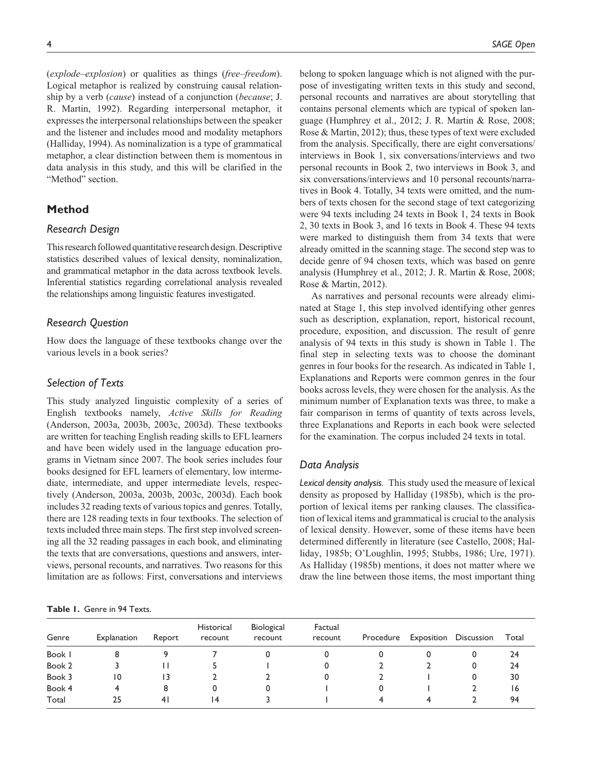(*explode–explosion*) or qualities as things (*free–freedom*). Logical metaphor is realized by construing causal relationship by a verb (*cause*) instead of a conjunction (*because*; J. R. Martin, 1992). Regarding interpersonal metaphor, it expresses the interpersonal relationships between the speaker and the listener and includes mood and modality metaphors (Halliday, 1994). As nominalization is a type of grammatical metaphor, a clear distinction between them is momentous in data analysis in this study, and this will be clarified in the "Method" section.

## Method

### Research Design

This research followed quantitative research design. Descriptive statistics described values of lexical density, nominalization, and grammatical metaphor in the data across textbook levels. Inferential statistics regarding correlational analysis revealed the relationships among linguistic features investigated.

### Research Question

How does the language of these textbooks change over the various levels in a book series?

### Selection of Texts

This study analyzed linguistic complexity of a series of English textbooks namely, *Active Skills for Reading* (Anderson, 2003a, 2003b, 2003c, 2003d). These textbooks are written for teaching English reading skills to EFL learners and have been widely used in the language education programs in Vietnam since 2007. The book series includes four books designed for EFL learners of elementary, low intermediate, intermediate, and upper intermediate levels, respectively (Anderson, 2003a, 2003b, 2003c, 2003d). Each book includes 32 reading texts of various topics and genres. Totally, there are 128 reading texts in four textbooks. The selection of texts included three main steps. The first step involved screening all the 32 reading passages in each book, and eliminating the texts that are conversations, questions and answers, interviews, personal recounts, and narratives. Two reasons for this limitation are as follows: First, conversations and interviews belong to spoken language which is not aligned with the purpose of investigating written texts in this study and second, personal recounts and narratives are about storytelling that contains personal elements which are typical of spoken language (Humphrey et al., 2012; J. R. Martin & Rose, 2008; Rose & Martin, 2012); thus, these types of text were excluded from the analysis. Specifically, there are eight conversations/interviews in Book 1, six conversations/interviews and two personal recounts in Book 2, two interviews in Book 3, and six conversations/interviews and 10 personal recounts/narratives in Book 4. Totally, 34 texts were omitted, and the numbers of texts chosen for the second stage of text categorizing were 94 texts including 24 texts in Book 1, 24 texts in Book 2, 30 texts in Book 3, and 16 texts in Book 4. These 94 texts were marked to distinguish them from 34 texts that were already omitted in the scanning stage. The second step was to decide genre of 94 chosen texts, which was based on genre analysis (Humphrey et al., 2012; J. R. Martin & Rose, 2008; Rose & Martin, 2012).

As narratives and personal recounts were already eliminated at Stage 1, this step involved identifying other genres such as description, explanation, report, historical recount, procedure, exposition, and discussion. The result of genre analysis of 94 texts in this study is shown in Table 1. The final step in selecting texts was to choose the dominant genres in four books for the research. As indicated in Table 1, Explanations and Reports were common genres in the four books across levels, they were chosen for the analysis. As the minimum number of Explanation texts was three, to make a fair comparison in terms of quantity of texts across levels, three Explanations and Reports in each book were selected for the examination. The corpus included 24 texts in total.

### Data Analysis

***Lexical density analysis.*** This study used the measure of lexical density as proposed by Halliday (1985b), which is the proportion of lexical items per ranking clauses. The classification of lexical items and grammatical is crucial to the analysis of lexical density. However, some of these items have been determined differently in literature (see Castello, 2008; Halliday, 1985b; O'Loughlin, 1995; Stubbs, 1986; Ure, 1971). As Halliday (1985b) mentions, it does not matter where we draw the line between those items, the most important thing

**Table 1.** Genre in 94 Texts.

| Genre | Explanation | Report | Historical recount | Biological recount | Factual recount | Procedure | Exposition | Discussion | Total |
|---|---|---|---|---|---|---|---|---|---|
| Book 1 | 8 | 9 | 7 | 0 | 0 | 0 | 0 | 0 | 24 |
| Book 2 | 3 | 11 | 5 | 1 | 0 | 2 | 2 | 0 | 24 |
| Book 3 | 10 | 13 | 2 | 2 | 0 | 2 | 1 | 0 | 30 |
| Book 4 | 4 | 8 | 0 | 0 | 1 | 0 | 1 | 2 | 16 |
| Total | 25 | 41 | 14 | 3 | 1 | 4 | 4 | 2 | 94 |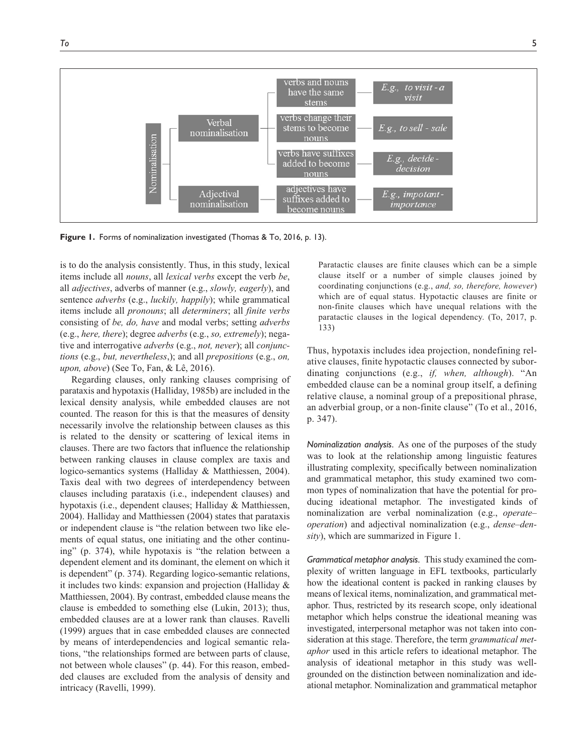- Nominalisation
  - Verbal nominalisation
    - verbs and nouns have the same stems — *E.g., to visit - a visit*
    - verbs change their stems to become nouns — *E.g., to sell - sale*
    - verbs have suffixes added to become nouns — *E.g., decide - decision*
  - Adjectival nominalisation
    - adjectives have suffixes added to become nouns — *E.g., impotant - importance*

**Figure 1.** Forms of nominalization investigated (Thomas & To, 2016, p. 13).

is to do the analysis consistently. Thus, in this study, lexical items include all *nouns*, all *lexical verbs* except the verb *be*, all *adjectives*, adverbs of manner (e.g., *slowly, eagerly*), and sentence *adverbs* (e.g., *luckily, happily*); while grammatical items include all *pronouns*; all *determiners*; all *finite verbs* consisting of *be, do, have* and modal verbs; setting *adverbs* (e.g., *here, there*); degree *adverbs* (e.g., *so, extremely*); negative and interrogative *adverbs* (e.g., *not, never*); all *conjunctions* (e.g., *but, nevertheless*,); and all *prepositions* (e.g., *on, upon, above*) (See To, Fan, & Lê, 2016).

Regarding clauses, only ranking clauses comprising of parataxis and hypotaxis (Halliday, 1985b) are included in the lexical density analysis, while embedded clauses are not counted. The reason for this is that the measures of density necessarily involve the relationship between clauses as this is related to the density or scattering of lexical items in clauses. There are two factors that influence the relationship between ranking clauses in clause complex are taxis and logico-semantics systems (Halliday & Matthiessen, 2004). Taxis deal with two degrees of interdependency between clauses including parataxis (i.e., independent clauses) and hypotaxis (i.e., dependent clauses; Halliday & Matthiessen, 2004). Halliday and Matthiessen (2004) states that parataxis or independent clause is "the relation between two like elements of equal status, one initiating and the other continuing" (p. 374), while hypotaxis is "the relation between a dependent element and its dominant, the element on which it is dependent" (p. 374). Regarding logico-semantic relations, it includes two kinds: expansion and projection (Halliday & Matthiessen, 2004). By contrast, embedded clause means the clause is embedded to something else (Lukin, 2013); thus, embedded clauses are at a lower rank than clauses. Ravelli (1999) argues that in case embedded clauses are connected by means of interdependencies and logical semantic relations, "the relationships formed are between parts of clause, not between whole clauses" (p. 44). For this reason, embedded clauses are excluded from the analysis of density and intricacy (Ravelli, 1999).

> Paratactic clauses are finite clauses which can be a simple clause itself or a number of simple clauses joined by coordinating conjunctions (e.g., *and, so, therefore, however*) which are of equal status. Hypotactic clauses are finite or non-finite clauses which have unequal relations with the paratactic clauses in the logical dependency. (To, 2017, p. 133)

Thus, hypotaxis includes idea projection, nondefining relative clauses, finite hypotactic clauses connected by subordinating conjunctions (e.g., *if, when, although*). "An embedded clause can be a nominal group itself, a defining relative clause, a nominal group of a prepositional phrase, an adverbial group, or a non-finite clause" (To et al., 2016, p. 347).

*Nominalization analysis*. As one of the purposes of the study was to look at the relationship among linguistic features illustrating complexity, specifically between nominalization and grammatical metaphor, this study examined two common types of nominalization that have the potential for producing ideational metaphor. The investigated kinds of nominalization are verbal nominalization (e.g., *operate–operation*) and adjectival nominalization (e.g., *dense–density*), which are summarized in Figure 1.

*Grammatical metaphor analysis*. This study examined the complexity of written language in EFL textbooks, particularly how the ideational content is packed in ranking clauses by means of lexical items, nominalization, and grammatical metaphor. Thus, restricted by its research scope, only ideational metaphor which helps construe the ideational meaning was investigated, interpersonal metaphor was not taken into consideration at this stage. Therefore, the term *grammatical metaphor* used in this article refers to ideational metaphor. The analysis of ideational metaphor in this study was well-grounded on the distinction between nominalization and ideational metaphor. Nominalization and grammatical metaphor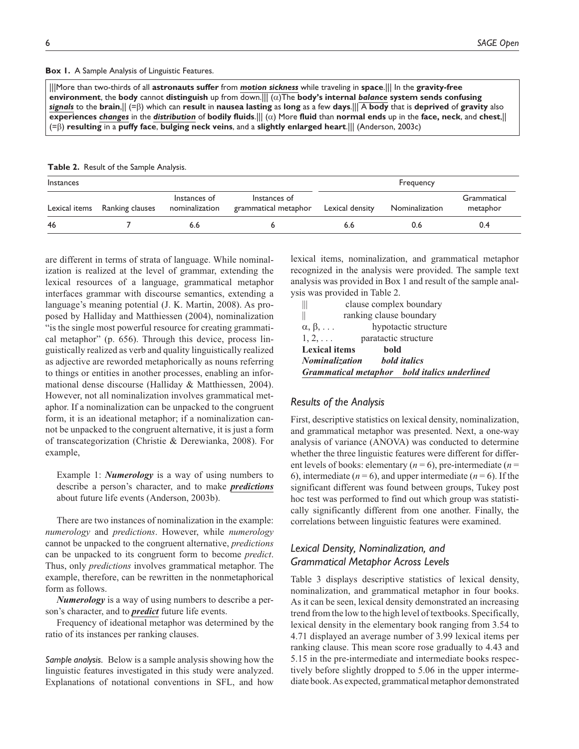**Box 1.** A Sample Analysis of Linguistic Features.

|||More than two-thirds of all **astronauts suffer** from ***motion sickness*** while traveling in **space**.||| In the **gravity-free environment**, the **body** cannot **distinguish** up from down.||| (α)The **body's internal *balance* system sends confusing *signals*** to the **brain**,|| (=β) which can **result** in **nausea lasting** as **long** as a few **days**.||| A **body** that is **deprived** of **gravity** also **experiences *changes*** in the ***distribution*** of **bodily fluids**.||| (α) More **fluid** than **normal ends** up in the **face, neck**, and **chest**,|| (=β) **resulting** in a **puffy face**, **bulging neck veins**, and a **slightly enlarged heart**.||| (Anderson, 2003c)

**Table 2.** Result of the Sample Analysis.

| Instances | | | | Frequency | | |
|---|---|---|---|---|---|---|
| Lexical items | Ranking clauses | Instances of nominalization | Instances of grammatical metaphor | Lexical density | Nominalization | Grammatical metaphor |
| 46 | 7 | 6.6 | 6 | 6.6 | 0.6 | 0.4 |

are different in terms of strata of language. While nominalization is realized at the level of grammar, extending the lexical resources of a language, grammatical metaphor interfaces grammar with discourse semantics, extending a language's meaning potential (J. K. Martin, 2008). As proposed by Halliday and Matthiessen (2004), nominalization "is the single most powerful resource for creating grammatical metaphor" (p. 656). Through this device, process linguistically realized as verb and quality linguistically realized as adjective are reworded metaphorically as nouns referring to things or entities in another processes, enabling an informational dense discourse (Halliday & Matthiessen, 2004). However, not all nominalization involves grammatical metaphor. If a nominalization can be unpacked to the congruent form, it is an ideational metaphor; if a nominalization cannot be unpacked to the congruent alternative, it is just a form of transcategorization (Christie & Derewianka, 2008). For example,

> Example 1: ***Numerology*** is a way of using numbers to describe a person's character, and to make ***predictions*** about future life events (Anderson, 2003b).

There are two instances of nominalization in the example: *numerology* and *predictions*. However, while *numerology* cannot be unpacked to the congruent alternative, *predictions* can be unpacked to its congruent form to become *predict*. Thus, only *predictions* involves grammatical metaphor. The example, therefore, can be rewritten in the nonmetaphorical form as follows.

***Numerology*** is a way of using numbers to describe a person's character, and to ***predict*** future life events.

Frequency of ideational metaphor was determined by the ratio of its instances per ranking clauses.

*Sample analysis.* Below is a sample analysis showing how the linguistic features investigated in this study were analyzed. Explanations of notational conventions in SFL, and how lexical items, nominalization, and grammatical metaphor recognized in the analysis were provided. The sample text analysis was provided in Box 1 and result of the sample analysis was provided in Table 2.

- ||| clause complex boundary
- || ranking clause boundary
- α, β, . . . hypotactic structure
- 1, 2, . . . paratactic structure
- **Lexical items** **bold**
- ***Nominalization*** ***bold italics***
- ***Grammatical metaphor*** ***bold italics underlined***

### Results of the Analysis

First, descriptive statistics on lexical density, nominalization, and grammatical metaphor was presented. Next, a one-way analysis of variance (ANOVA) was conducted to determine whether the three linguistic features were different for different levels of books: elementary ($n = 6$), pre-intermediate ($n = 6$), intermediate ($n = 6$), and upper intermediate ($n = 6$). If the significant different was found between groups, Tukey post hoc test was performed to find out which group was statistically significantly different from one another. Finally, the correlations between linguistic features were examined.

### Lexical Density, Nominalization, and Grammatical Metaphor Across Levels

Table 3 displays descriptive statistics of lexical density, nominalization, and grammatical metaphor in four books. As it can be seen, lexical density demonstrated an increasing trend from the low to the high level of textbooks. Specifically, lexical density in the elementary book ranging from 3.54 to 4.71 displayed an average number of 3.99 lexical items per ranking clause. This mean score rose gradually to 4.43 and 5.15 in the pre-intermediate and intermediate books respectively before slightly dropped to 5.06 in the upper intermediate book. As expected, grammatical metaphor demonstrated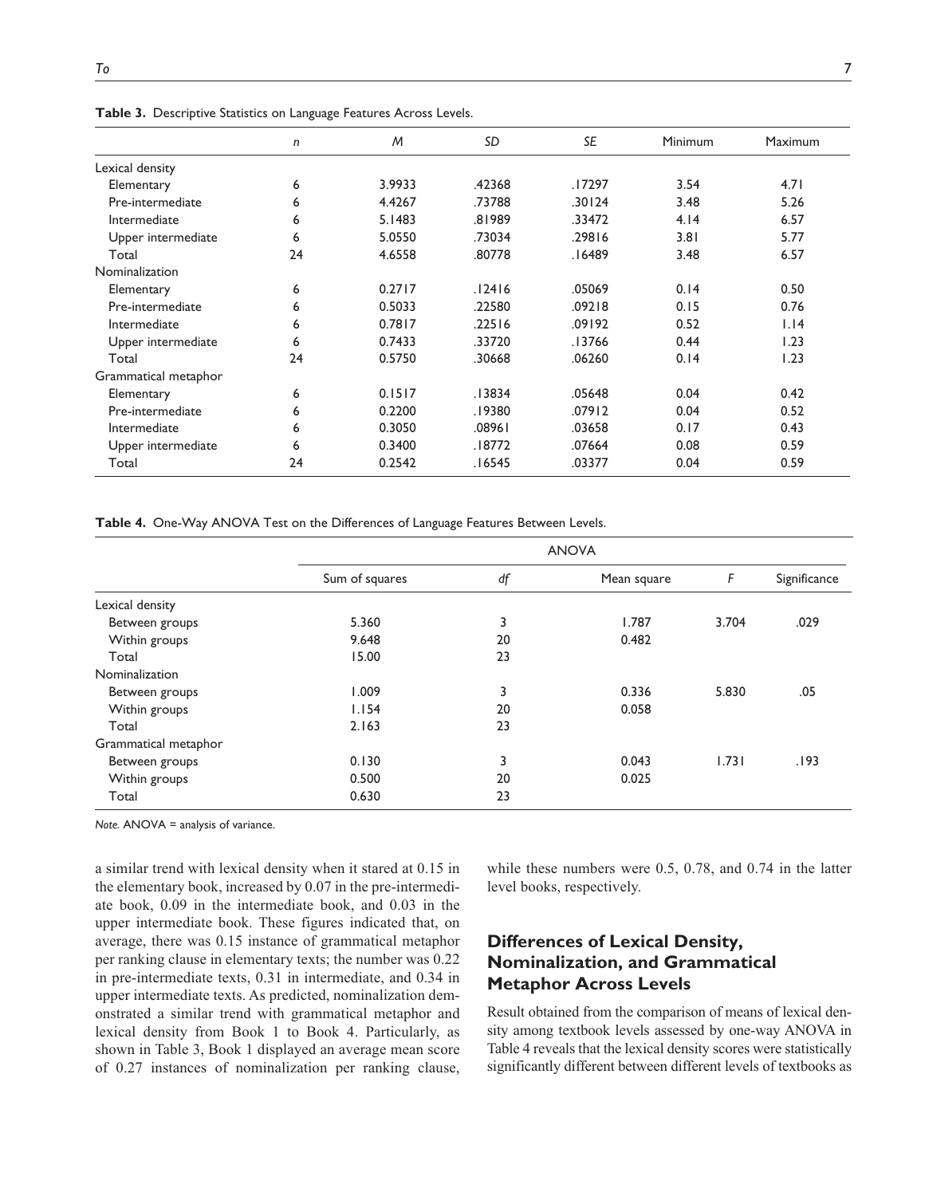**Table 3.** Descriptive Statistics on Language Features Across Levels.

| | *n* | *M* | *SD* | *SE* | Minimum | Maximum |
|---|---|---|---|---|---|---|
| Lexical density | | | | | | |
| Elementary | 6 | 3.9933 | .42368 | .17297 | 3.54 | 4.71 |
| Pre-intermediate | 6 | 4.4267 | .73788 | .30124 | 3.48 | 5.26 |
| Intermediate | 6 | 5.1483 | .81989 | .33472 | 4.14 | 6.57 |
| Upper intermediate | 6 | 5.0550 | .73034 | .29816 | 3.81 | 5.77 |
| Total | 24 | 4.6558 | .80778 | .16489 | 3.48 | 6.57 |
| Nominalization | | | | | | |
| Elementary | 6 | 0.2717 | .12416 | .05069 | 0.14 | 0.50 |
| Pre-intermediate | 6 | 0.5033 | .22580 | .09218 | 0.15 | 0.76 |
| Intermediate | 6 | 0.7817 | .22516 | .09192 | 0.52 | 1.14 |
| Upper intermediate | 6 | 0.7433 | .33720 | .13766 | 0.44 | 1.23 |
| Total | 24 | 0.5750 | .30668 | .06260 | 0.14 | 1.23 |
| Grammatical metaphor | | | | | | |
| Elementary | 6 | 0.1517 | .13834 | .05648 | 0.04 | 0.42 |
| Pre-intermediate | 6 | 0.2200 | .19380 | .07912 | 0.04 | 0.52 |
| Intermediate | 6 | 0.3050 | .08961 | .03658 | 0.17 | 0.43 |
| Upper intermediate | 6 | 0.3400 | .18772 | .07664 | 0.08 | 0.59 |
| Total | 24 | 0.2542 | .16545 | .03377 | 0.04 | 0.59 |

**Table 4.** One-Way ANOVA Test on the Differences of Language Features Between Levels.

| | ANOVA | | | | |
|---|---|---|---|---|---|
| | Sum of squares | *df* | Mean square | *F* | Significance |
| Lexical density | | | | | |
| Between groups | 5.360 | 3 | 1.787 | 3.704 | .029 |
| Within groups | 9.648 | 20 | 0.482 | | |
| Total | 15.00 | 23 | | | |
| Nominalization | | | | | |
| Between groups | 1.009 | 3 | 0.336 | 5.830 | .05 |
| Within groups | 1.154 | 20 | 0.058 | | |
| Total | 2.163 | 23 | | | |
| Grammatical metaphor | | | | | |
| Between groups | 0.130 | 3 | 0.043 | 1.731 | .193 |
| Within groups | 0.500 | 20 | 0.025 | | |
| Total | 0.630 | 23 | | | |

*Note.* ANOVA = analysis of variance.

a similar trend with lexical density when it stared at 0.15 in the elementary book, increased by 0.07 in the pre-intermediate book, 0.09 in the intermediate book, and 0.03 in the upper intermediate book. These figures indicated that, on average, there was 0.15 instance of grammatical metaphor per ranking clause in elementary texts; the number was 0.22 in pre-intermediate texts, 0.31 in intermediate, and 0.34 in upper intermediate texts. As predicted, nominalization demonstrated a similar trend with grammatical metaphor and lexical density from Book 1 to Book 4. Particularly, as shown in Table 3, Book 1 displayed an average mean score of 0.27 instances of nominalization per ranking clause, while these numbers were 0.5, 0.78, and 0.74 in the latter level books, respectively.

## Differences of Lexical Density, Nominalization, and Grammatical Metaphor Across Levels

Result obtained from the comparison of means of lexical density among textbook levels assessed by one-way ANOVA in Table 4 reveals that the lexical density scores were statistically significantly different between different levels of textbooks as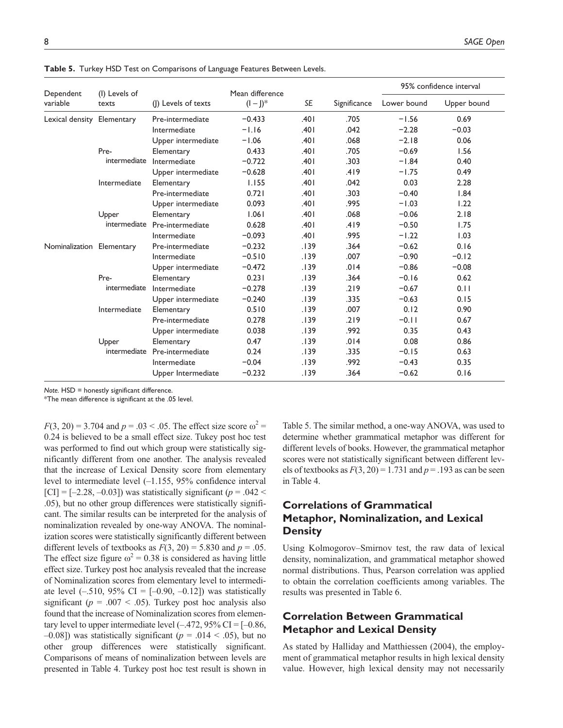**Table 5.** Turkey HSD Test on Comparisons of Language Features Between Levels.

| Dependent variable | (I) Levels of texts | (J) Levels of texts | Mean difference (I – J)* | SE | Significance | 95% confidence interval | |
|---|---|---|---|---|---|---|---|
| | | | | | | Lower bound | Upper bound |
| Lexical density | Elementary | Pre-intermediate | −0.433 | .401 | .705 | −1.56 | 0.69 |
| | | Intermediate | −1.16 | .401 | .042 | −2.28 | −0.03 |
| | | Upper intermediate | −1.06 | .401 | .068 | −2.18 | 0.06 |
| | Pre-intermediate | Elementary | 0.433 | .401 | .705 | −0.69 | 1.56 |
| | | Intermediate | −0.722 | .401 | .303 | −1.84 | 0.40 |
| | | Upper intermediate | −0.628 | .401 | .419 | −1.75 | 0.49 |
| | Intermediate | Elementary | 1.155 | .401 | .042 | 0.03 | 2.28 |
| | | Pre-intermediate | 0.721 | .401 | .303 | −0.40 | 1.84 |
| | | Upper intermediate | 0.093 | .401 | .995 | −1.03 | 1.22 |
| | Upper intermediate | Elementary | 1.061 | .401 | .068 | −0.06 | 2.18 |
| | | Pre-intermediate | 0.628 | .401 | .419 | −0.50 | 1.75 |
| | | Intermediate | −0.093 | .401 | .995 | −1.22 | 1.03 |
| Nominalization | Elementary | Pre-intermediate | −0.232 | .139 | .364 | −0.62 | 0.16 |
| | | Intermediate | −0.510 | .139 | .007 | −0.90 | −0.12 |
| | | Upper intermediate | −0.472 | .139 | .014 | −0.86 | −0.08 |
| | Pre-intermediate | Elementary | 0.231 | .139 | .364 | −0.16 | 0.62 |
| | | Intermediate | −0.278 | .139 | .219 | −0.67 | 0.11 |
| | | Upper intermediate | −0.240 | .139 | .335 | −0.63 | 0.15 |
| | Intermediate | Elementary | 0.510 | .139 | .007 | 0.12 | 0.90 |
| | | Pre-intermediate | 0.278 | .139 | .219 | −0.11 | 0.67 |
| | | Upper intermediate | 0.038 | .139 | .992 | 0.35 | 0.43 |
| | Upper intermediate | Elementary | 0.47 | .139 | .014 | 0.08 | 0.86 |
| | | Pre-intermediate | 0.24 | .139 | .335 | −0.15 | 0.63 |
| | | Intermediate | −0.04 | .139 | .992 | −0.43 | 0.35 |
| | | Upper Intermediate | −0.232 | .139 | .364 | −0.62 | 0.16 |

*Note.* HSD = honestly significant difference.
*The mean difference is significant at the .05 level.

$F(3, 20) = 3.704$ and $p = .03 < .05$. The effect size score $\omega^2 = 0.24$ is believed to be a small effect size. Tukey post hoc test was performed to find out which group were statistically significantly different from one another. The analysis revealed that the increase of Lexical Density score from elementary level to intermediate level (–1.155, 95% confidence interval [CI] = [–2.28, –0.03]) was statistically significant ($p = .042 < .05$), but no other group differences were statistically significant. The similar results can be interpreted for the analysis of nominalization revealed by one-way ANOVA. The nominalization scores were statistically significantly different between different levels of textbooks as $F(3, 20) = 5.830$ and $p = .05$. The effect size figure $\omega^2 = 0.38$ is considered as having little effect size. Turkey post hoc analysis revealed that the increase of Nominalization scores from elementary level to intermediate level (–.510, 95% CI = [–0.90, –0.12]) was statistically significant ($p = .007 < .05$). Turkey post hoc analysis also found that the increase of Nominalization scores from elementary level to upper intermediate level (–.472, 95% CI = [–0.86, –0.08]) was statistically significant ($p = .014 < .05$), but no other group differences were statistically significant. Comparisons of means of nominalization between levels are presented in Table 4. Turkey post hoc test result is shown in Table 5. The similar method, a one-way ANOVA, was used to determine whether grammatical metaphor was different for different levels of books. However, the grammatical metaphor scores were not statistically significant between different levels of textbooks as $F(3, 20) = 1.731$ and $p = .193$ as can be seen in Table 4.

## Correlations of Grammatical Metaphor, Nominalization, and Lexical Density

Using Kolmogorov–Smirnov test, the raw data of lexical density, nominalization, and grammatical metaphor showed normal distributions. Thus, Pearson correlation was applied to obtain the correlation coefficients among variables. The results was presented in Table 6.

## Correlation Between Grammatical Metaphor and Lexical Density

As stated by Halliday and Matthiessen (2004), the employment of grammatical metaphor results in high lexical density value. However, high lexical density may not necessarily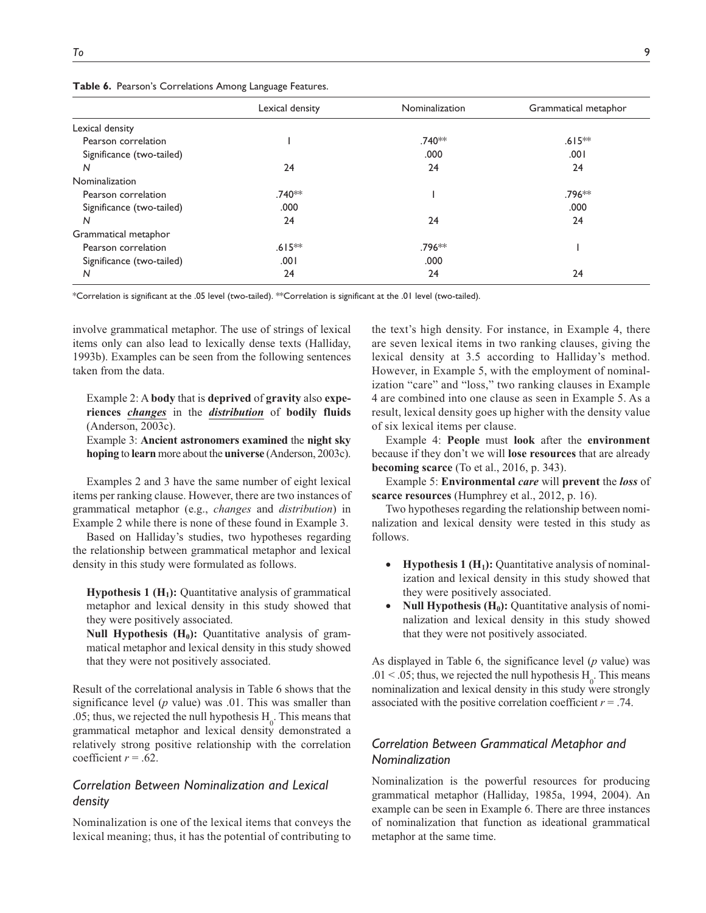**Table 6.** Pearson's Correlations Among Language Features.

| | Lexical density | Nominalization | Grammatical metaphor |
|---|---|---|---|
| Lexical density | | | |
| Pearson correlation | 1 | .740** | .615** |
| Significance (two-tailed) | | .000 | .001 |
| *N* | 24 | 24 | 24 |
| Nominalization | | | |
| Pearson correlation | .740** | 1 | .796** |
| Significance (two-tailed) | .000 | | .000 |
| *N* | 24 | 24 | 24 |
| Grammatical metaphor | | | |
| Pearson correlation | .615** | .796** | 1 |
| Significance (two-tailed) | .001 | .000 | |
| *N* | 24 | 24 | 24 |

*Correlation is significant at the .05 level (two-tailed). **Correlation is significant at the .01 level (two-tailed).

involve grammatical metaphor. The use of strings of lexical items only can also lead to lexically dense texts (Halliday, 1993b). Examples can be seen from the following sentences taken from the data.

> Example 2: A **body** that is **deprived** of **gravity** also **experiences** ***changes*** in the ***distribution*** of **bodily fluids** (Anderson, 2003c).
>
> Example 3: **Ancient astronomers examined** the **night sky hoping** to **learn** more about the **universe** (Anderson, 2003c).

Examples 2 and 3 have the same number of eight lexical items per ranking clause. However, there are two instances of grammatical metaphor (e.g., *changes* and *distribution*) in Example 2 while there is none of these found in Example 3.

Based on Halliday's studies, two hypotheses regarding the relationship between grammatical metaphor and lexical density in this study were formulated as follows.

> **Hypothesis 1 ($H_1$):** Quantitative analysis of grammatical metaphor and lexical density in this study showed that they were positively associated.
>
> **Null Hypothesis ($H_0$):** Quantitative analysis of grammatical metaphor and lexical density in this study showed that they were not positively associated.

Result of the correlational analysis in Table 6 shows that the significance level (*p* value) was .01. This was smaller than .05; thus, we rejected the null hypothesis $H_0$. This means that grammatical metaphor and lexical density demonstrated a relatively strong positive relationship with the correlation coefficient $r = .62$.

## *Correlation Between Nominalization and Lexical density*

Nominalization is one of the lexical items that conveys the lexical meaning; thus, it has the potential of contributing to the text's high density. For instance, in Example 4, there are seven lexical items in two ranking clauses, giving the lexical density at 3.5 according to Halliday's method. However, in Example 5, with the employment of nominalization "care" and "loss," two ranking clauses in Example 4 are combined into one clause as seen in Example 5. As a result, lexical density goes up higher with the density value of six lexical items per clause.

> Example 4: **People** must **look** after the **environment** because if they don't we will **lose resources** that are already **becoming scarce** (To et al., 2016, p. 343).
>
> Example 5: **Environmental** ***care*** will **prevent** the ***loss*** of **scarce resources** (Humphrey et al., 2012, p. 16).

Two hypotheses regarding the relationship between nominalization and lexical density were tested in this study as follows.

- **Hypothesis 1 ($H_1$):** Quantitative analysis of nominalization and lexical density in this study showed that they were positively associated.
- **Null Hypothesis ($H_0$):** Quantitative analysis of nominalization and lexical density in this study showed that they were not positively associated.

As displayed in Table 6, the significance level (*p* value) was $.01 < .05$; thus, we rejected the null hypothesis $H_0$. This means nominalization and lexical density in this study were strongly associated with the positive correlation coefficient $r = .74$.

## *Correlation Between Grammatical Metaphor and Nominalization*

Nominalization is the powerful resources for producing grammatical metaphor (Halliday, 1985a, 1994, 2004). An example can be seen in Example 6. There are three instances of nominalization that function as ideational grammatical metaphor at the same time.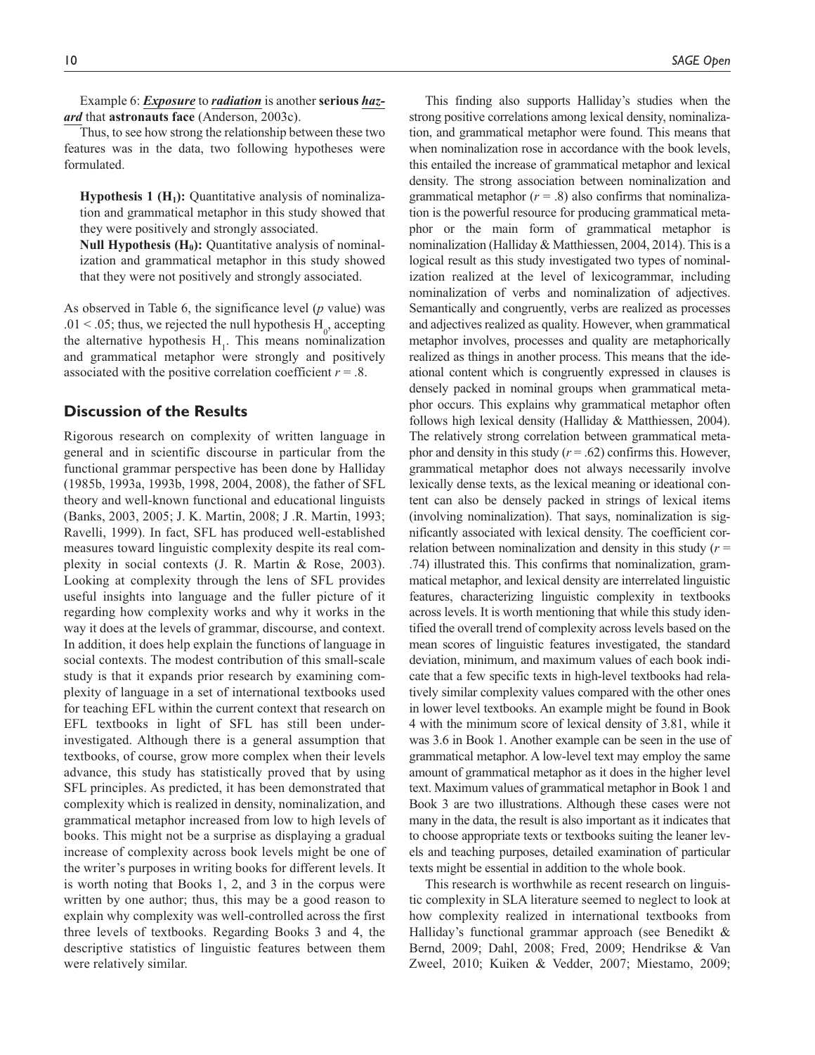Example 6: ***Exposure*** to ***radiation*** is another **serious *hazard*** that **astronauts face** (Anderson, 2003c).

Thus, to see how strong the relationship between these two features was in the data, two following hypotheses were formulated.

> **Hypothesis 1 ($H_1$):** Quantitative analysis of nominalization and grammatical metaphor in this study showed that they were positively and strongly associated.
>
> **Null Hypothesis ($H_0$):** Quantitative analysis of nominalization and grammatical metaphor in this study showed that they were not positively and strongly associated.

As observed in Table 6, the significance level (*p* value) was $.01 < .05$; thus, we rejected the null hypothesis $H_0$, accepting the alternative hypothesis $H_1$. This means nominalization and grammatical metaphor were strongly and positively associated with the positive correlation coefficient $r = .8$.

## Discussion of the Results

Rigorous research on complexity of written language in general and in scientific discourse in particular from the functional grammar perspective has been done by Halliday (1985b, 1993a, 1993b, 1998, 2004, 2008), the father of SFL theory and well-known functional and educational linguists (Banks, 2003, 2005; J. K. Martin, 2008; J .R. Martin, 1993; Ravelli, 1999). In fact, SFL has produced well-established measures toward linguistic complexity despite its real complexity in social contexts (J. R. Martin & Rose, 2003). Looking at complexity through the lens of SFL provides useful insights into language and the fuller picture of it regarding how complexity works and why it works in the way it does at the levels of grammar, discourse, and context. In addition, it does help explain the functions of language in social contexts. The modest contribution of this small-scale study is that it expands prior research by examining complexity of language in a set of international textbooks used for teaching EFL within the current context that research on EFL textbooks in light of SFL has still been under-investigated. Although there is a general assumption that textbooks, of course, grow more complex when their levels advance, this study has statistically proved that by using SFL principles. As predicted, it has been demonstrated that complexity which is realized in density, nominalization, and grammatical metaphor increased from low to high levels of books. This might not be a surprise as displaying a gradual increase of complexity across book levels might be one of the writer's purposes in writing books for different levels. It is worth noting that Books 1, 2, and 3 in the corpus were written by one author; thus, this may be a good reason to explain why complexity was well-controlled across the first three levels of textbooks. Regarding Books 3 and 4, the descriptive statistics of linguistic features between them were relatively similar.

This finding also supports Halliday's studies when the strong positive correlations among lexical density, nominalization, and grammatical metaphor were found. This means that when nominalization rose in accordance with the book levels, this entailed the increase of grammatical metaphor and lexical density. The strong association between nominalization and grammatical metaphor ($r = .8$) also confirms that nominalization is the powerful resource for producing grammatical metaphor or the main form of grammatical metaphor is nominalization (Halliday & Matthiessen, 2004, 2014). This is a logical result as this study investigated two types of nominalization realized at the level of lexicogrammar, including nominalization of verbs and nominalization of adjectives. Semantically and congruently, verbs are realized as processes and adjectives realized as quality. However, when grammatical metaphor involves, processes and quality are metaphorically realized as things in another process. This means that the ideational content which is congruently expressed in clauses is densely packed in nominal groups when grammatical metaphor occurs. This explains why grammatical metaphor often follows high lexical density (Halliday & Matthiessen, 2004). The relatively strong correlation between grammatical metaphor and density in this study ($r = .62$) confirms this. However, grammatical metaphor does not always necessarily involve lexically dense texts, as the lexical meaning or ideational content can also be densely packed in strings of lexical items (involving nominalization). That says, nominalization is significantly associated with lexical density. The coefficient correlation between nominalization and density in this study ($r = .74$) illustrated this. This confirms that nominalization, grammatical metaphor, and lexical density are interrelated linguistic features, characterizing linguistic complexity in textbooks across levels. It is worth mentioning that while this study identified the overall trend of complexity across levels based on the mean scores of linguistic features investigated, the standard deviation, minimum, and maximum values of each book indicate that a few specific texts in high-level textbooks had relatively similar complexity values compared with the other ones in lower level textbooks. An example might be found in Book 4 with the minimum score of lexical density of 3.81, while it was 3.6 in Book 1. Another example can be seen in the use of grammatical metaphor. A low-level text may employ the same amount of grammatical metaphor as it does in the higher level text. Maximum values of grammatical metaphor in Book 1 and Book 3 are two illustrations. Although these cases were not many in the data, the result is also important as it indicates that to choose appropriate texts or textbooks suiting the leaner levels and teaching purposes, detailed examination of particular texts might be essential in addition to the whole book.

This research is worthwhile as recent research on linguistic complexity in SLA literature seemed to neglect to look at how complexity realized in international textbooks from Halliday's functional grammar approach (see Benedikt & Bernd, 2009; Dahl, 2008; Fred, 2009; Hendrikse & Van Zweel, 2010; Kuiken & Vedder, 2007; Miestamo, 2009;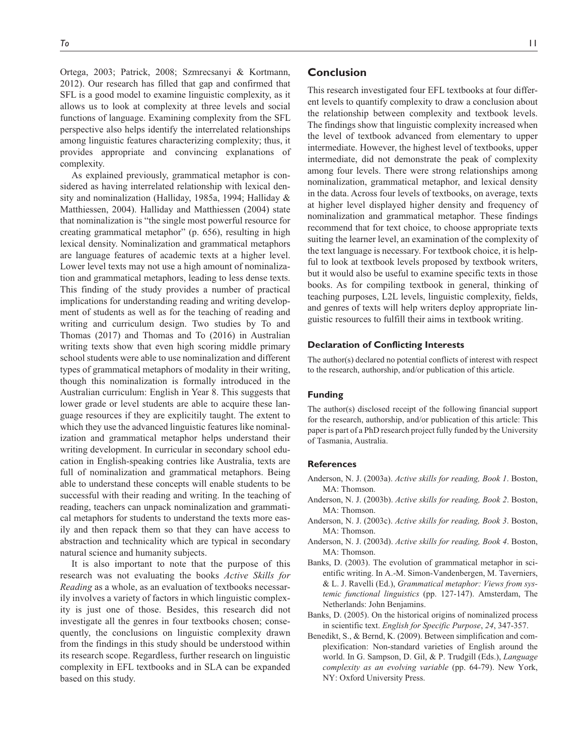Ortega, 2003; Patrick, 2008; Szmrecsanyi & Kortmann, 2012). Our research has filled that gap and confirmed that SFL is a good model to examine linguistic complexity, as it allows us to look at complexity at three levels and social functions of language. Examining complexity from the SFL perspective also helps identify the interrelated relationships among linguistic features characterizing complexity; thus, it provides appropriate and convincing explanations of complexity.

As explained previously, grammatical metaphor is considered as having interrelated relationship with lexical density and nominalization (Halliday, 1985a, 1994; Halliday & Matthiessen, 2004). Halliday and Matthiessen (2004) state that nominalization is "the single most powerful resource for creating grammatical metaphor" (p. 656), resulting in high lexical density. Nominalization and grammatical metaphors are language features of academic texts at a higher level. Lower level texts may not use a high amount of nominalization and grammatical metaphors, leading to less dense texts. This finding of the study provides a number of practical implications for understanding reading and writing development of students as well as for the teaching of reading and writing and curriculum design. Two studies by To and Thomas (2017) and Thomas and To (2016) in Australian writing texts show that even high scoring middle primary school students were able to use nominalization and different types of grammatical metaphors of modality in their writing, though this nominalization is formally introduced in the Australian curriculum: English in Year 8. This suggests that lower grade or level students are able to acquire these language resources if they are explicitily taught. The extent to which they use the advanced linguistic features like nominalization and grammatical metaphor helps understand their writing development. In curricular in secondary school education in English-speaking contries like Australia, texts are full of nominalization and grammatical metaphors. Being able to understand these concepts will enable students to be successful with their reading and writing. In the teaching of reading, teachers can unpack nominalization and grammatical metaphors for students to understand the texts more easily and then repack them so that they can have access to abstraction and technicality which are typical in secondary natural science and humanity subjects.

It is also important to note that the purpose of this research was not evaluating the books *Active Skills for Reading* as a whole, as an evaluation of textbooks necessarily involves a variety of factors in which linguistic complexity is just one of those. Besides, this research did not investigate all the genres in four textbooks chosen; consequently, the conclusions on linguistic complexity drawn from the findings in this study should be understood within its research scope. Regardless, further research on linguistic complexity in EFL textbooks and in SLA can be expanded based on this study.

## Conclusion

This research investigated four EFL textbooks at four different levels to quantify complexity to draw a conclusion about the relationship between complexity and textbook levels. The findings show that linguistic complexity increased when the level of textbook advanced from elementary to upper intermediate. However, the highest level of textbooks, upper intermediate, did not demonstrate the peak of complexity among four levels. There were strong relationships among nominalization, grammatical metaphor, and lexical density in the data. Across four levels of textbooks, on average, texts at higher level displayed higher density and frequency of nominalization and grammatical metaphor. These findings recommend that for text choice, to choose appropriate texts suiting the learner level, an examination of the complexity of the text language is necessary. For textbook choice, it is helpful to look at textbook levels proposed by textbook writers, but it would also be useful to examine specific texts in those books. As for compiling textbook in general, thinking of teaching purposes, L2L levels, linguistic complexity, fields, and genres of texts will help writers deploy appropriate linguistic resources to fulfill their aims in textbook writing.

### Declaration of Conflicting Interests

The author(s) declared no potential conflicts of interest with respect to the research, authorship, and/or publication of this article.

### Funding

The author(s) disclosed receipt of the following financial support for the research, authorship, and/or publication of this article: This paper is part of a PhD research project fully funded by the University of Tasmania, Australia.

### References

Anderson, N. J. (2003a). *Active skills for reading, Book 1*. Boston, MA: Thomson.

Anderson, N. J. (2003b). *Active skills for reading, Book 2*. Boston, MA: Thomson.

Anderson, N. J. (2003c). *Active skills for reading, Book 3*. Boston, MA: Thomson.

Anderson, N. J. (2003d). *Active skills for reading, Book 4*. Boston, MA: Thomson.

Banks, D. (2003). The evolution of grammatical metaphor in scientific writing. In A.-M. Simon-Vandenbergen, M. Taverniers, & L. J. Ravelli (Ed.), *Grammatical metaphor: Views from systemic functional linguistics* (pp. 127-147). Amsterdam, The Netherlands: John Benjamins.

Banks, D. (2005). On the historical origins of nominalized process in scientific text. *English for Specific Purpose*, *24*, 347-357.

Benedikt, S., & Bernd, K. (2009). Between simplification and complexification: Non-standard varieties of English around the world. In G. Sampson, D. Gil, & P. Trudgill (Eds.), *Language complexity as an evolving variable* (pp. 64-79). New York, NY: Oxford University Press.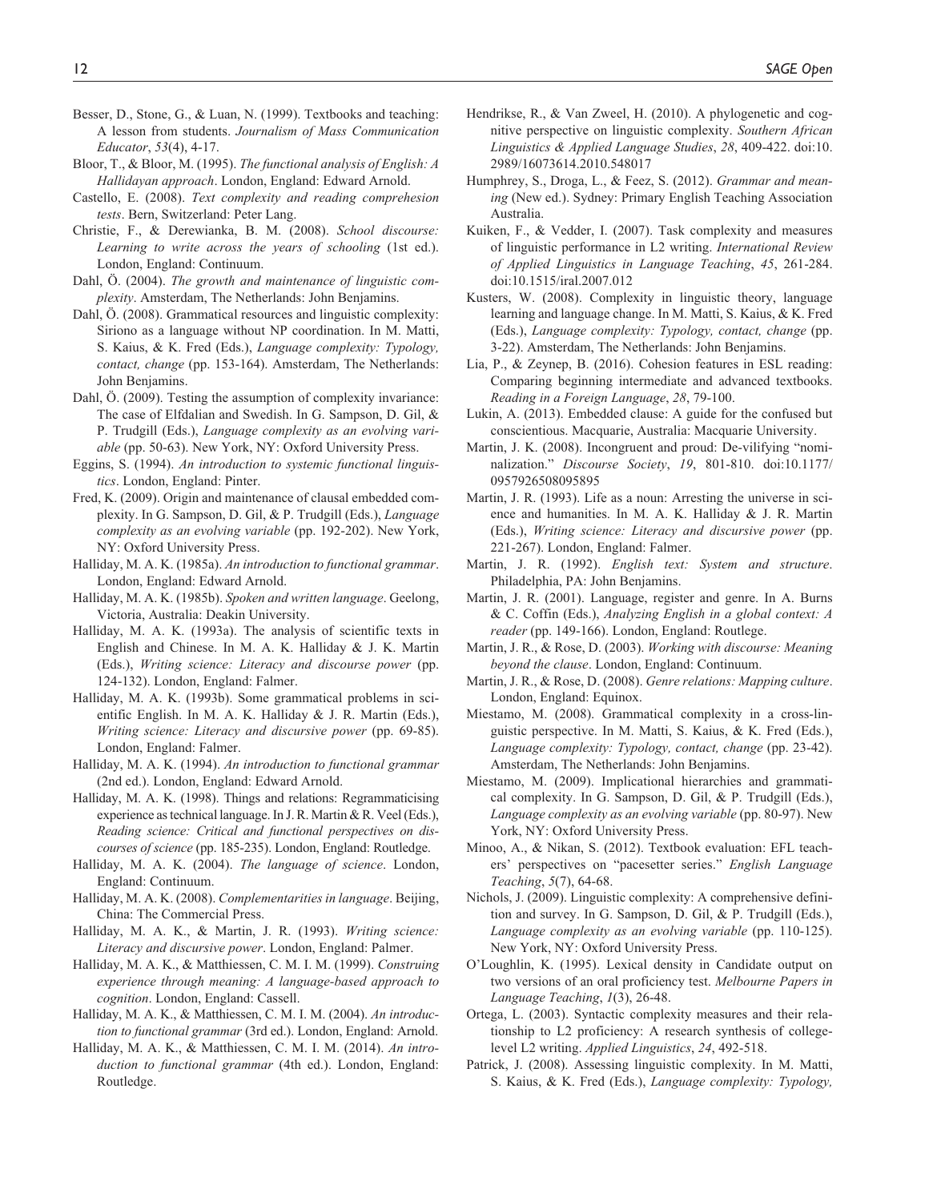Besser, D., Stone, G., & Luan, N. (1999). Textbooks and teaching: A lesson from students. *Journalism of Mass Communication Educator*, *53*(4), 4-17.

Bloor, T., & Bloor, M. (1995). *The functional analysis of English: A Hallidayan approach*. London, England: Edward Arnold.

Castello, E. (2008). *Text complexity and reading comprehesion tests*. Bern, Switzerland: Peter Lang.

Christie, F., & Derewianka, B. M. (2008). *School discourse: Learning to write across the years of schooling* (1st ed.). London, England: Continuum.

Dahl, Ö. (2004). *The growth and maintenance of linguistic complexity*. Amsterdam, The Netherlands: John Benjamins.

Dahl, Ö. (2008). Grammatical resources and linguistic complexity: Siriono as a language without NP coordination. In M. Matti, S. Kaius, & K. Fred (Eds.), *Language complexity: Typology, contact, change* (pp. 153-164). Amsterdam, The Netherlands: John Benjamins.

Dahl, Ö. (2009). Testing the assumption of complexity invariance: The case of Elfdalian and Swedish. In G. Sampson, D. Gil, & P. Trudgill (Eds.), *Language complexity as an evolving variable* (pp. 50-63). New York, NY: Oxford University Press.

Eggins, S. (1994). *An introduction to systemic functional linguistics*. London, England: Pinter.

Fred, K. (2009). Origin and maintenance of clausal embedded complexity. In G. Sampson, D. Gil, & P. Trudgill (Eds.), *Language complexity as an evolving variable* (pp. 192-202). New York, NY: Oxford University Press.

Halliday, M. A. K. (1985a). *An introduction to functional grammar*. London, England: Edward Arnold.

Halliday, M. A. K. (1985b). *Spoken and written language*. Geelong, Victoria, Australia: Deakin University.

Halliday, M. A. K. (1993a). The analysis of scientific texts in English and Chinese. In M. A. K. Halliday & J. K. Martin (Eds.), *Writing science: Literacy and discourse power* (pp. 124-132). London, England: Falmer.

Halliday, M. A. K. (1993b). Some grammatical problems in scientific English. In M. A. K. Halliday & J. R. Martin (Eds.), *Writing science: Literacy and discursive power* (pp. 69-85). London, England: Falmer.

Halliday, M. A. K. (1994). *An introduction to functional grammar* (2nd ed.). London, England: Edward Arnold.

Halliday, M. A. K. (1998). Things and relations: Regrammaticising experience as technical language. In J. R. Martin & R. Veel (Eds.), *Reading science: Critical and functional perspectives on discourses of science* (pp. 185-235). London, England: Routledge.

Halliday, M. A. K. (2004). *The language of science*. London, England: Continuum.

Halliday, M. A. K. (2008). *Complementarities in language*. Beijing, China: The Commercial Press.

Halliday, M. A. K., & Martin, J. R. (1993). *Writing science: Literacy and discursive power*. London, England: Palmer.

Halliday, M. A. K., & Matthiessen, C. M. I. M. (1999). *Construing experience through meaning: A language-based approach to cognition*. London, England: Cassell.

Halliday, M. A. K., & Matthiessen, C. M. I. M. (2004). *An introduction to functional grammar* (3rd ed.). London, England: Arnold.

Halliday, M. A. K., & Matthiessen, C. M. I. M. (2014). *An introduction to functional grammar* (4th ed.). London, England: Routledge.

Hendrikse, R., & Van Zweel, H. (2010). A phylogenetic and cognitive perspective on linguistic complexity. *Southern African Linguistics & Applied Language Studies*, *28*, 409-422. doi:10.2989/16073614.2010.548017

Humphrey, S., Droga, L., & Feez, S. (2012). *Grammar and meaning* (New ed.). Sydney: Primary English Teaching Association Australia.

Kuiken, F., & Vedder, I. (2007). Task complexity and measures of linguistic performance in L2 writing. *International Review of Applied Linguistics in Language Teaching*, *45*, 261-284. doi:10.1515/iral.2007.012

Kusters, W. (2008). Complexity in linguistic theory, language learning and language change. In M. Matti, S. Kaius, & K. Fred (Eds.), *Language complexity: Typology, contact, change* (pp. 3-22). Amsterdam, The Netherlands: John Benjamins.

Lia, P., & Zeynep, B. (2016). Cohesion features in ESL reading: Comparing beginning intermediate and advanced textbooks. *Reading in a Foreign Language*, *28*, 79-100.

Lukin, A. (2013). Embedded clause: A guide for the confused but conscientious. Macquarie, Australia: Macquarie University.

Martin, J. K. (2008). Incongruent and proud: De-vilifying "nominalization." *Discourse Society*, *19*, 801-810. doi:10.1177/0957926508095895

Martin, J. R. (1993). Life as a noun: Arresting the universe in science and humanities. In M. A. K. Halliday & J. R. Martin (Eds.), *Writing science: Literacy and discursive power* (pp. 221-267). London, England: Falmer.

Martin, J. R. (1992). *English text: System and structure*. Philadelphia, PA: John Benjamins.

Martin, J. R. (2001). Language, register and genre. In A. Burns & C. Coffin (Eds.), *Analyzing English in a global context: A reader* (pp. 149-166). London, England: Routlege.

Martin, J. R., & Rose, D. (2003). *Working with discourse: Meaning beyond the clause*. London, England: Continuum.

Martin, J. R., & Rose, D. (2008). *Genre relations: Mapping culture*. London, England: Equinox.

Miestamo, M. (2008). Grammatical complexity in a cross-linguistic perspective. In M. Matti, S. Kaius, & K. Fred (Eds.), *Language complexity: Typology, contact, change* (pp. 23-42). Amsterdam, The Netherlands: John Benjamins.

Miestamo, M. (2009). Implicational hierarchies and grammatical complexity. In G. Sampson, D. Gil, & P. Trudgill (Eds.), *Language complexity as an evolving variable* (pp. 80-97). New York, NY: Oxford University Press.

Minoo, A., & Nikan, S. (2012). Textbook evaluation: EFL teachers' perspectives on "pacesetter series." *English Language Teaching*, *5*(7), 64-68.

Nichols, J. (2009). Linguistic complexity: A comprehensive definition and survey. In G. Sampson, D. Gil, & P. Trudgill (Eds.), *Language complexity as an evolving variable* (pp. 110-125). New York, NY: Oxford University Press.

O'Loughlin, K. (1995). Lexical density in Candidate output on two versions of an oral proficiency test. *Melbourne Papers in Language Teaching*, *1*(3), 26-48.

Ortega, L. (2003). Syntactic complexity measures and their relationship to L2 proficiency: A research synthesis of college-level L2 writing. *Applied Linguistics*, *24*, 492-518.

Patrick, J. (2008). Assessing linguistic complexity. In M. Matti, S. Kaius, & K. Fred (Eds.), *Language complexity: Typology,*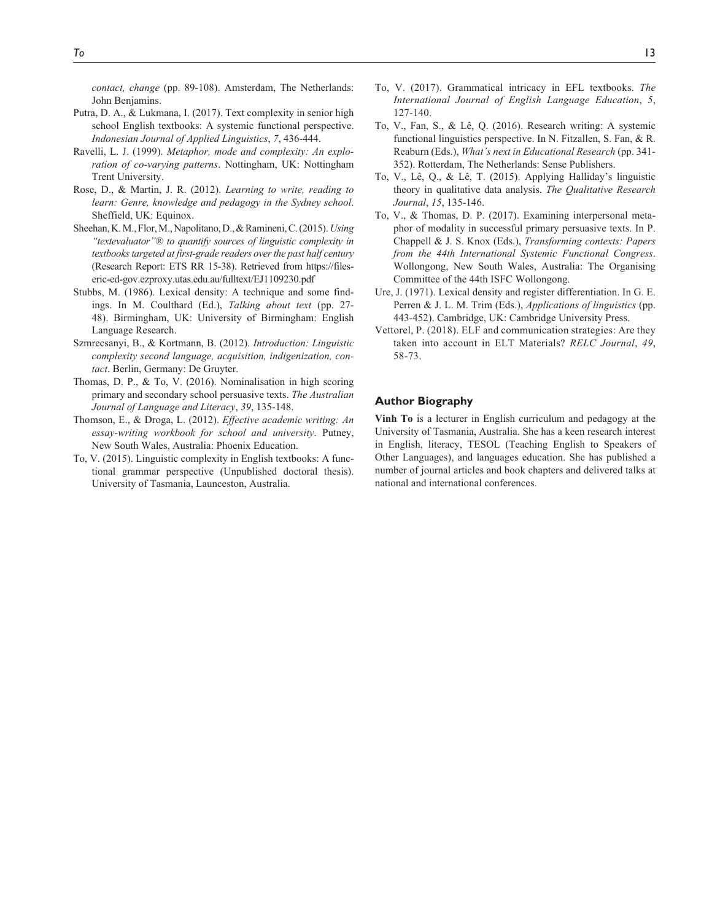*contact, change* (pp. 89-108). Amsterdam, The Netherlands: John Benjamins.

Putra, D. A., & Lukmana, I. (2017). Text complexity in senior high school English textbooks: A systemic functional perspective. *Indonesian Journal of Applied Linguistics*, *7*, 436-444.

Ravelli, L. J. (1999). *Metaphor, mode and complexity: An exploration of co-varying patterns*. Nottingham, UK: Nottingham Trent University.

Rose, D., & Martin, J. R. (2012). *Learning to write, reading to learn: Genre, knowledge and pedagogy in the Sydney school*. Sheffield, UK: Equinox.

Sheehan, K. M., Flor, M., Napolitano, D., & Ramineni, C. (2015). *Using "textevaluator"® to quantify sources of linguistic complexity in textbooks targeted at first-grade readers over the past half century* (Research Report: ETS RR 15-38). Retrieved from https://files-eric-ed-gov.ezproxy.utas.edu.au/fulltext/EJ1109230.pdf

Stubbs, M. (1986). Lexical density: A technique and some findings. In M. Coulthard (Ed.), *Talking about text* (pp. 27-48). Birmingham, UK: University of Birmingham: English Language Research.

Szmrecsanyi, B., & Kortmann, B. (2012). *Introduction: Linguistic complexity second language, acquisition, indigenization, contact*. Berlin, Germany: De Gruyter.

Thomas, D. P., & To, V. (2016). Nominalisation in high scoring primary and secondary school persuasive texts. *The Australian Journal of Language and Literacy*, *39*, 135-148.

Thomson, E., & Droga, L. (2012). *Effective academic writing: An essay-writing workbook for school and university*. Putney, New South Wales, Australia: Phoenix Education.

To, V. (2015). Linguistic complexity in English textbooks: A functional grammar perspective (Unpublished doctoral thesis). University of Tasmania, Launceston, Australia.

To, V. (2017). Grammatical intricacy in EFL textbooks. *The International Journal of English Language Education*, *5*, 127-140.

To, V., Fan, S., & Lê, Q. (2016). Research writing: A systemic functional linguistics perspective. In N. Fitzallen, S. Fan, & R. Reaburn (Eds.), *What's next in Educational Research* (pp. 341-352). Rotterdam, The Netherlands: Sense Publishers.

To, V., Lê, Q., & Lê, T. (2015). Applying Halliday's linguistic theory in qualitative data analysis. *The Qualitative Research Journal*, *15*, 135-146.

To, V., & Thomas, D. P. (2017). Examining interpersonal metaphor of modality in successful primary persuasive texts. In P. Chappell & J. S. Knox (Eds.), *Transforming contexts: Papers from the 44th International Systemic Functional Congress*. Wollongong, New South Wales, Australia: The Organising Committee of the 44th ISFC Wollongong.

Ure, J. (1971). Lexical density and register differentiation. In G. E. Perren & J. L. M. Trim (Eds.), *Applications of linguistics* (pp. 443-452). Cambridge, UK: Cambridge University Press.

Vettorel, P. (2018). ELF and communication strategies: Are they taken into account in ELT Materials? *RELC Journal*, *49*, 58-73.

## Author Biography

**Vinh To** is a lecturer in English curriculum and pedagogy at the University of Tasmania, Australia. She has a keen research interest in English, literacy, TESOL (Teaching English to Speakers of Other Languages), and languages education. She has published a number of journal articles and book chapters and delivered talks at national and international conferences.